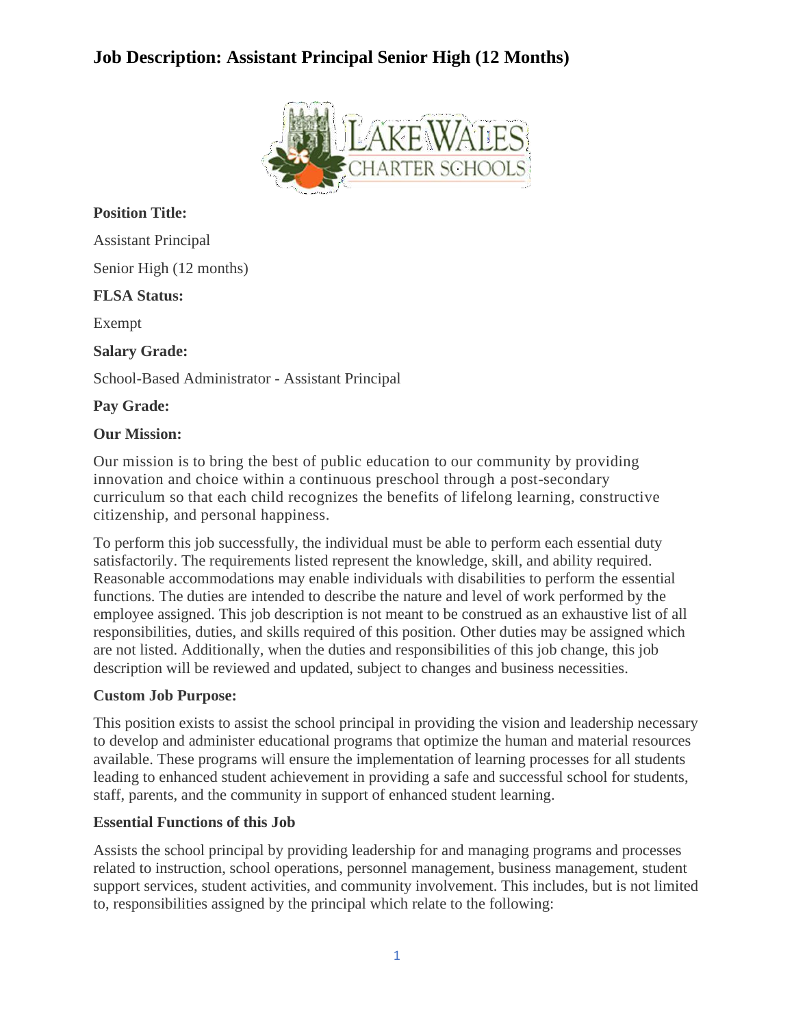# Job Description: Assistant Principal Senior High (12 Months)

**Position Title:**

Assistant Principal

Senior High (12 months)

**FLSA Status:**

Exempt

**Salary Grade:**

School-Based Administrator - Assistant Principal

**Pay Grade:**

**Our Mission:**

Our mission is to bring the best of public education to our community by providing innovation and choice within a continuous preschool through a post-secondary curriculum so that each child recognizes the benefits of lifelong learning, constructive citizenship, and personal happiness.

To perform this job successfully, the individual must be able to perform each essential duty satisfactorily. The requirements listed represent the knowledge, skill, and ability required. Reasonable accommodations may enable individuals with disabilities to perform the essential functions. The duties are intended to describe the nature and level of work performed by the employee assigned. This job description is not meant to be construed as an exhaustive list of all responsibilities, duties, and skills required of this position. Other duties may be assigned which are not listed. Additionally, when the duties and responsibilities of this job change, this job description will be reviewed and updated, subject to changes and business necessities.

**Custom Job Purpose:**

This position exists to assist the school principal in providing the vision and leadership necessary to develop and administer educational programs that optimize the human and material resources available. These programs will ensure the implementation of learning processes for all students leading to enhanced student achievement in providing a safe and successful school for students, staff, parents, and the community in support of enhanced student learning.

**Essential Functions of this Job**

Assists the school principal by providing leadership for and managing programs and processes related to instruction, school operations, personnel management, business management, student support services, student activities, and community involvement. This includes, but is not limited to, responsibilities assigned by the principal which relate to the following: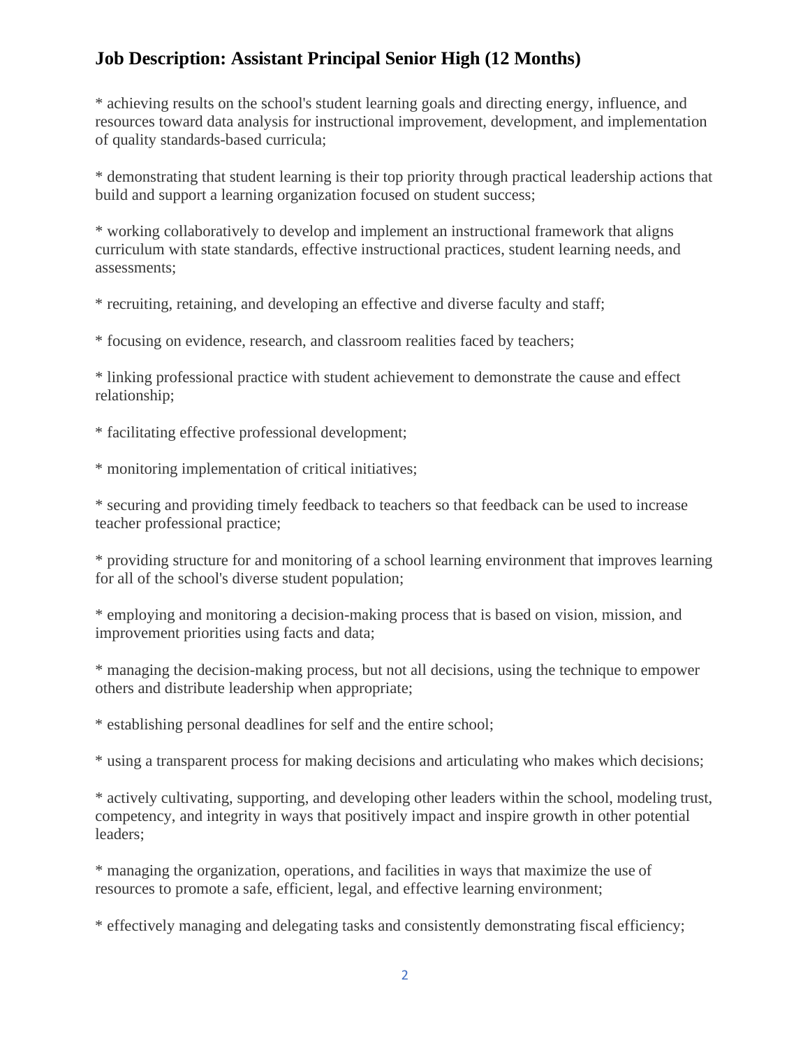## Job Description: Assistant Principal Senior High (12 Months)

* achieving results on the school's student learning goals and directing energy, influence, and resources toward data analysis for instructional improvement, development, and implementation of quality standards-based curricula;

* demonstrating that student learning is their top priority through practical leadership actions that build and support a learning organization focused on student success;

* working collaboratively to develop and implement an instructional framework that aligns curriculum with state standards, effective instructional practices, student learning needs, and assessments;

* recruiting, retaining, and developing an effective and diverse faculty and staff;

* focusing on evidence, research, and classroom realities faced by teachers;

* linking professional practice with student achievement to demonstrate the cause and effect relationship;

* facilitating effective professional development;

* monitoring implementation of critical initiatives;

* securing and providing timely feedback to teachers so that feedback can be used to increase teacher professional practice;

* providing structure for and monitoring of a school learning environment that improves learning for all of the school's diverse student population;

* employing and monitoring a decision-making process that is based on vision, mission, and improvement priorities using facts and data;

* managing the decision-making process, but not all decisions, using the technique to empower others and distribute leadership when appropriate;

* establishing personal deadlines for self and the entire school;

* using a transparent process for making decisions and articulating who makes which decisions;

* actively cultivating, supporting, and developing other leaders within the school, modeling trust, competency, and integrity in ways that positively impact and inspire growth in other potential leaders;

* managing the organization, operations, and facilities in ways that maximize the use of resources to promote a safe, efficient, legal, and effective learning environment;

* effectively managing and delegating tasks and consistently demonstrating fiscal efficiency;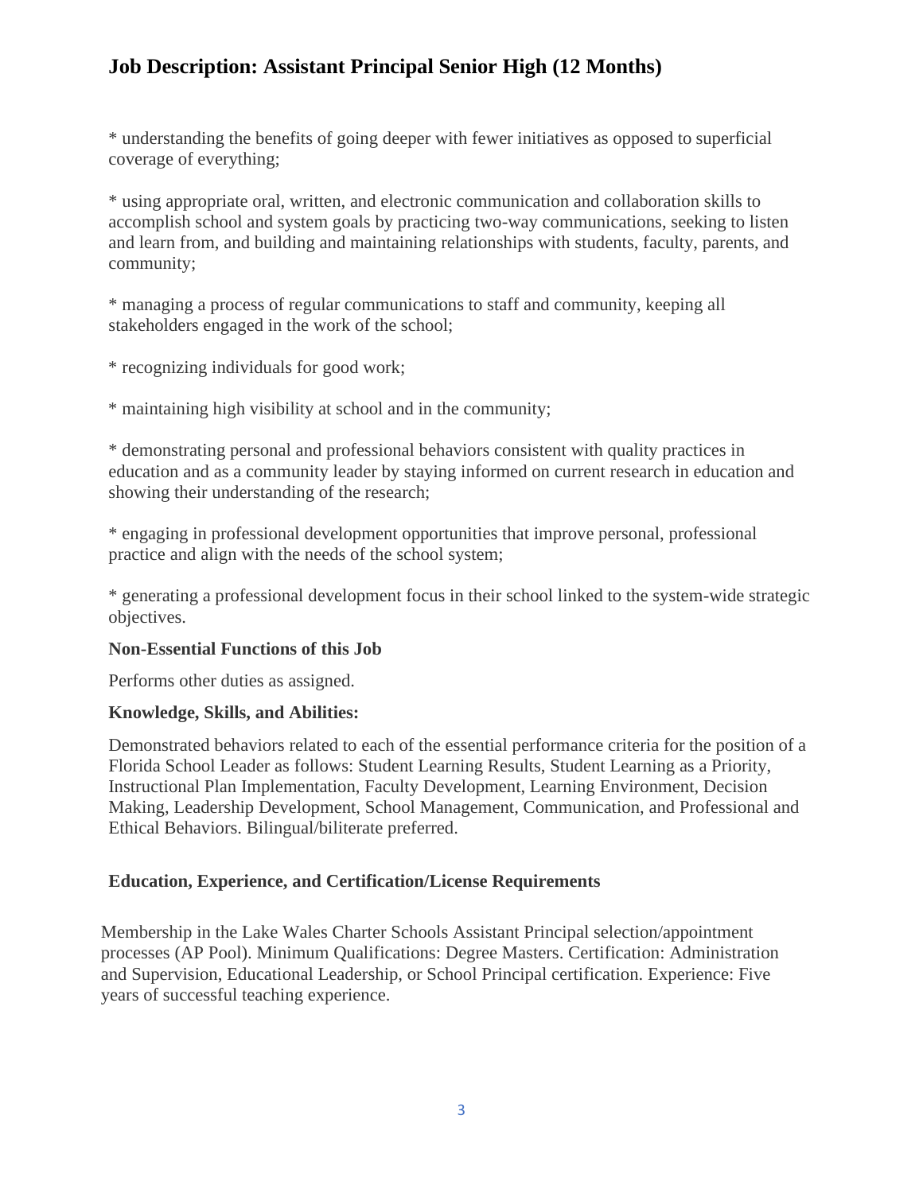# Job Description: Assistant Principal Senior High (12 Months)

* understanding the benefits of going deeper with fewer initiatives as opposed to superficial coverage of everything;

* using appropriate oral, written, and electronic communication and collaboration skills to accomplish school and system goals by practicing two-way communications, seeking to listen and learn from, and building and maintaining relationships with students, faculty, parents, and community;

* managing a process of regular communications to staff and community, keeping all stakeholders engaged in the work of the school;

* recognizing individuals for good work;

* maintaining high visibility at school and in the community;

* demonstrating personal and professional behaviors consistent with quality practices in education and as a community leader by staying informed on current research in education and showing their understanding of the research;

* engaging in professional development opportunities that improve personal, professional practice and align with the needs of the school system;

* generating a professional development focus in their school linked to the system-wide strategic objectives.

**Non-Essential Functions of this Job**

Performs other duties as assigned.

**Knowledge, Skills, and Abilities:**

Demonstrated behaviors related to each of the essential performance criteria for the position of a Florida School Leader as follows: Student Learning Results, Student Learning as a Priority, Instructional Plan Implementation, Faculty Development, Learning Environment, Decision Making, Leadership Development, School Management, Communication, and Professional and Ethical Behaviors. Bilingual/biliterate preferred.

**Education, Experience, and Certification/License Requirements**

Membership in the Lake Wales Charter Schools Assistant Principal selection/appointment processes (AP Pool). Minimum Qualifications: Degree Masters. Certification: Administration and Supervision, Educational Leadership, or School Principal certification. Experience: Five years of successful teaching experience.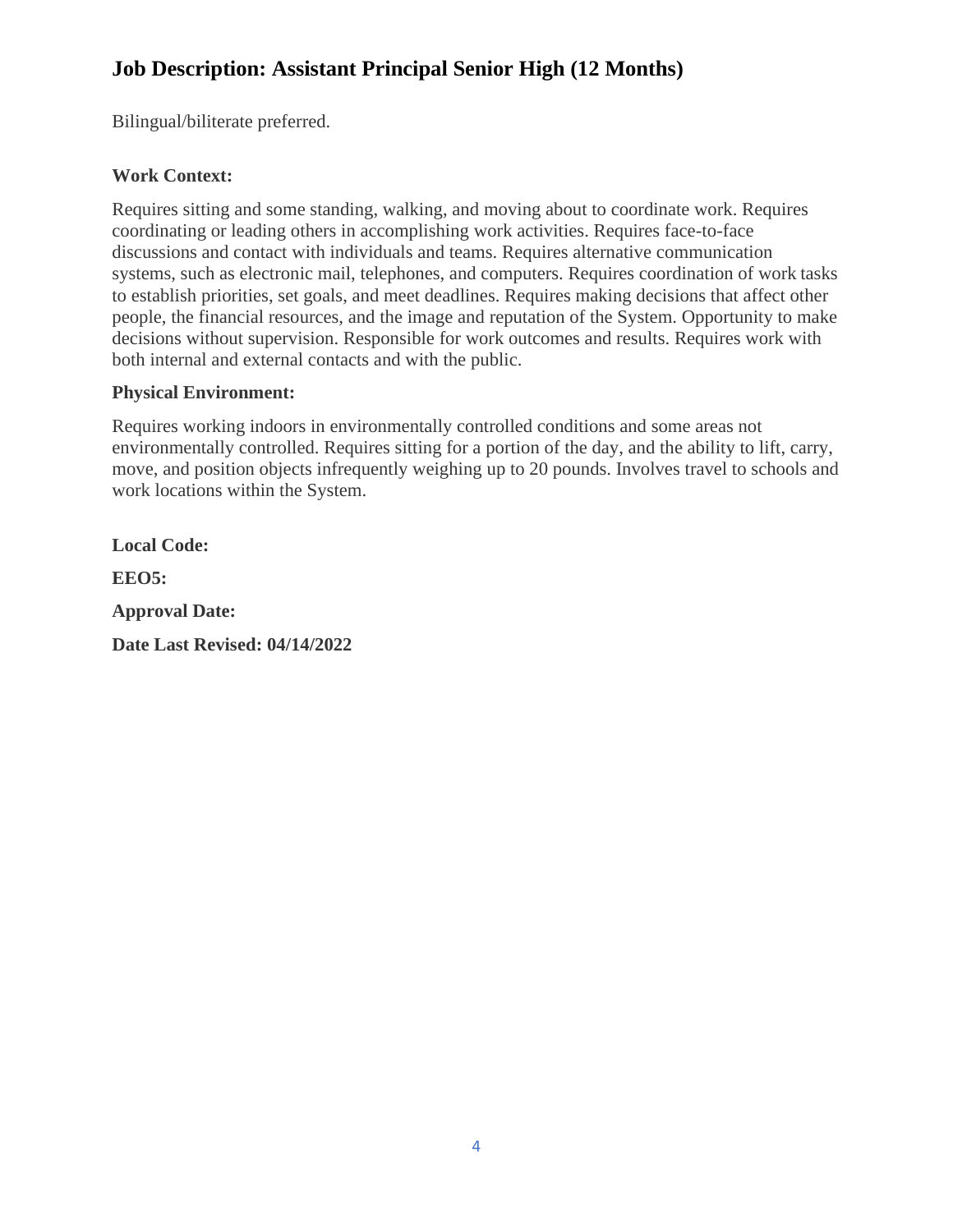Bilingual/biliterate preferred.

**Work Context:**

Requires sitting and some standing, walking, and moving about to coordinate work. Requires coordinating or leading others in accomplishing work activities. Requires face-to-face discussions and contact with individuals and teams. Requires alternative communication systems, such as electronic mail, telephones, and computers. Requires coordination of work tasks to establish priorities, set goals, and meet deadlines. Requires making decisions that affect other people, the financial resources, and the image and reputation of the System. Opportunity to make decisions without supervision. Responsible for work outcomes and results. Requires work with both internal and external contacts and with the public.

**Physical Environment:**

Requires working indoors in environmentally controlled conditions and some areas not environmentally controlled. Requires sitting for a portion of the day, and the ability to lift, carry, move, and position objects infrequently weighing up to 20 pounds. Involves travel to schools and work locations within the System.

**Local Code:**

**EEO5:**

**Approval Date:**

**Date Last Revised: 04/14/2022**